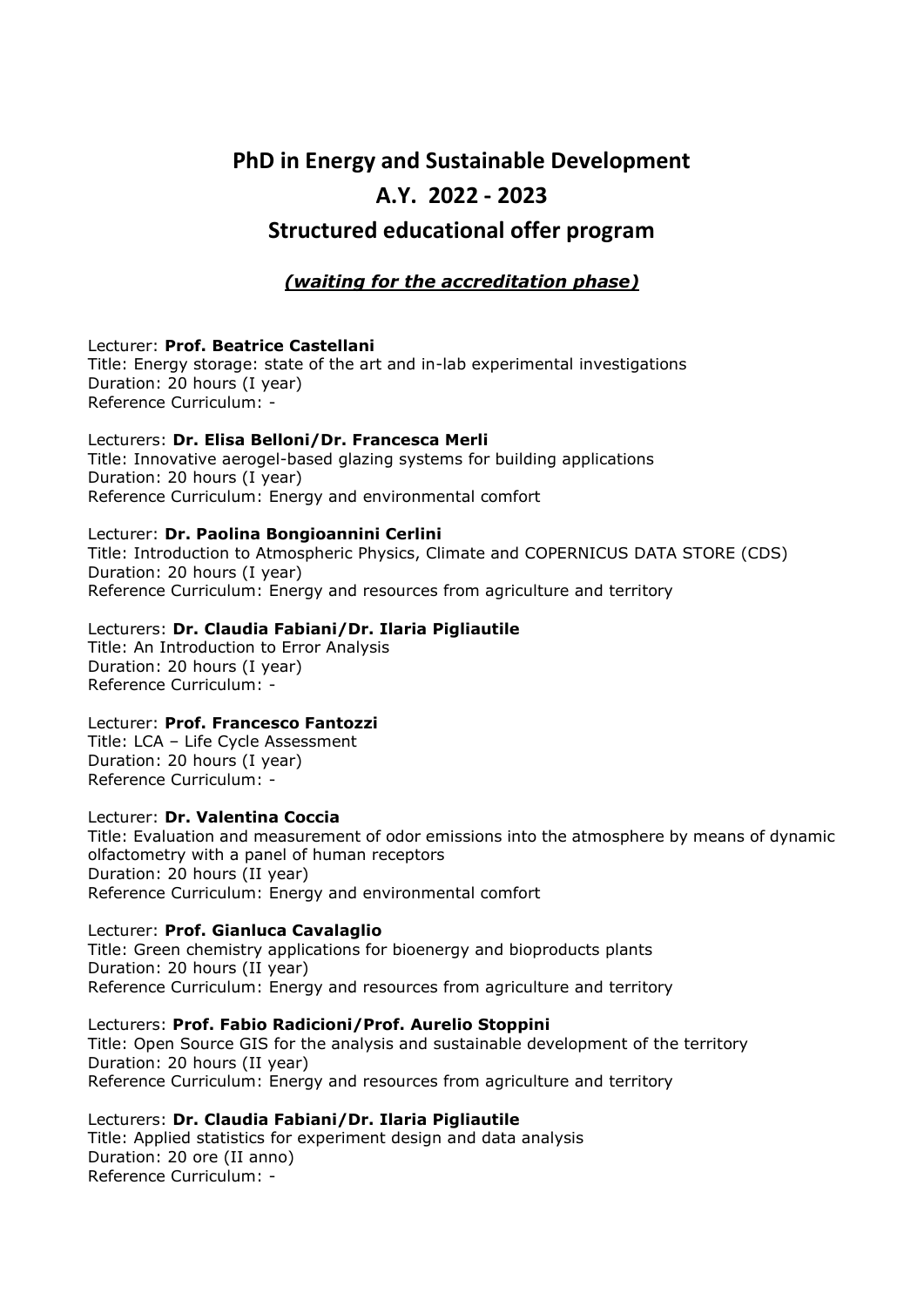# PhD in Energy and Sustainable Development

# A.Y. 2022 - 2023

# Structured educational offer program

***(waiting for the accreditation phase)***

Lecturer: **Prof. Beatrice Castellani**
Title: Energy storage: state of the art and in-lab experimental investigations
Duration: 20 hours (I year)
Reference Curriculum: -

Lecturers: **Dr. Elisa Belloni/Dr. Francesca Merli**
Title: Innovative aerogel-based glazing systems for building applications
Duration: 20 hours (I year)
Reference Curriculum: Energy and environmental comfort

Lecturer: **Dr. Paolina Bongioannini Cerlini**
Title: Introduction to Atmospheric Physics, Climate and COPERNICUS DATA STORE (CDS)
Duration: 20 hours (I year)
Reference Curriculum: Energy and resources from agriculture and territory

Lecturers: **Dr. Claudia Fabiani/Dr. Ilaria Pigliautile**
Title: An Introduction to Error Analysis
Duration: 20 hours (I year)
Reference Curriculum: -

Lecturer: **Prof. Francesco Fantozzi**
Title: LCA – Life Cycle Assessment
Duration: 20 hours (I year)
Reference Curriculum: -

Lecturer: **Dr. Valentina Coccia**
Title: Evaluation and measurement of odor emissions into the atmosphere by means of dynamic olfactometry with a panel of human receptors
Duration: 20 hours (II year)
Reference Curriculum: Energy and environmental comfort

Lecturer: **Prof. Gianluca Cavalaglio**
Title: Green chemistry applications for bioenergy and bioproducts plants
Duration: 20 hours (II year)
Reference Curriculum: Energy and resources from agriculture and territory

Lecturers: **Prof. Fabio Radicioni/Prof. Aurelio Stoppini**
Title: Open Source GIS for the analysis and sustainable development of the territory
Duration: 20 hours (II year)
Reference Curriculum: Energy and resources from agriculture and territory

Lecturers: **Dr. Claudia Fabiani/Dr. Ilaria Pigliautile**
Title: Applied statistics for experiment design and data analysis
Duration: 20 ore (II anno)
Reference Curriculum: -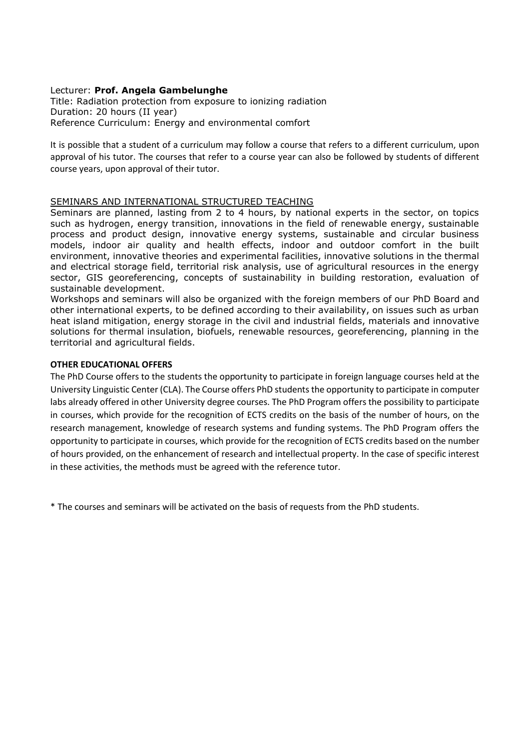Lecturer: **Prof. Angela Gambelunghe**
Title: Radiation protection from exposure to ionizing radiation
Duration: 20 hours (II year)
Reference Curriculum: Energy and environmental comfort

It is possible that a student of a curriculum may follow a course that refers to a different curriculum, upon approval of his tutor. The courses that refer to a course year can also be followed by students of different course years, upon approval of their tutor.

## SEMINARS AND INTERNATIONAL STRUCTURED TEACHING

Seminars are planned, lasting from 2 to 4 hours, by national experts in the sector, on topics such as hydrogen, energy transition, innovations in the field of renewable energy, sustainable process and product design, innovative energy systems, sustainable and circular business models, indoor air quality and health effects, indoor and outdoor comfort in the built environment, innovative theories and experimental facilities, innovative solutions in the thermal and electrical storage field, territorial risk analysis, use of agricultural resources in the energy sector, GIS georeferencing, concepts of sustainability in building restoration, evaluation of sustainable development.

Workshops and seminars will also be organized with the foreign members of our PhD Board and other international experts, to be defined according to their availability, on issues such as urban heat island mitigation, energy storage in the civil and industrial fields, materials and innovative solutions for thermal insulation, biofuels, renewable resources, georeferencing, planning in the territorial and agricultural fields.

## OTHER EDUCATIONAL OFFERS

The PhD Course offers to the students the opportunity to participate in foreign language courses held at the University Linguistic Center (CLA). The Course offers PhD students the opportunity to participate in computer labs already offered in other University degree courses. The PhD Program offers the possibility to participate in courses, which provide for the recognition of ECTS credits on the basis of the number of hours, on the research management, knowledge of research systems and funding systems. The PhD Program offers the opportunity to participate in courses, which provide for the recognition of ECTS credits based on the number of hours provided, on the enhancement of research and intellectual property. In the case of specific interest in these activities, the methods must be agreed with the reference tutor.

* The courses and seminars will be activated on the basis of requests from the PhD students.